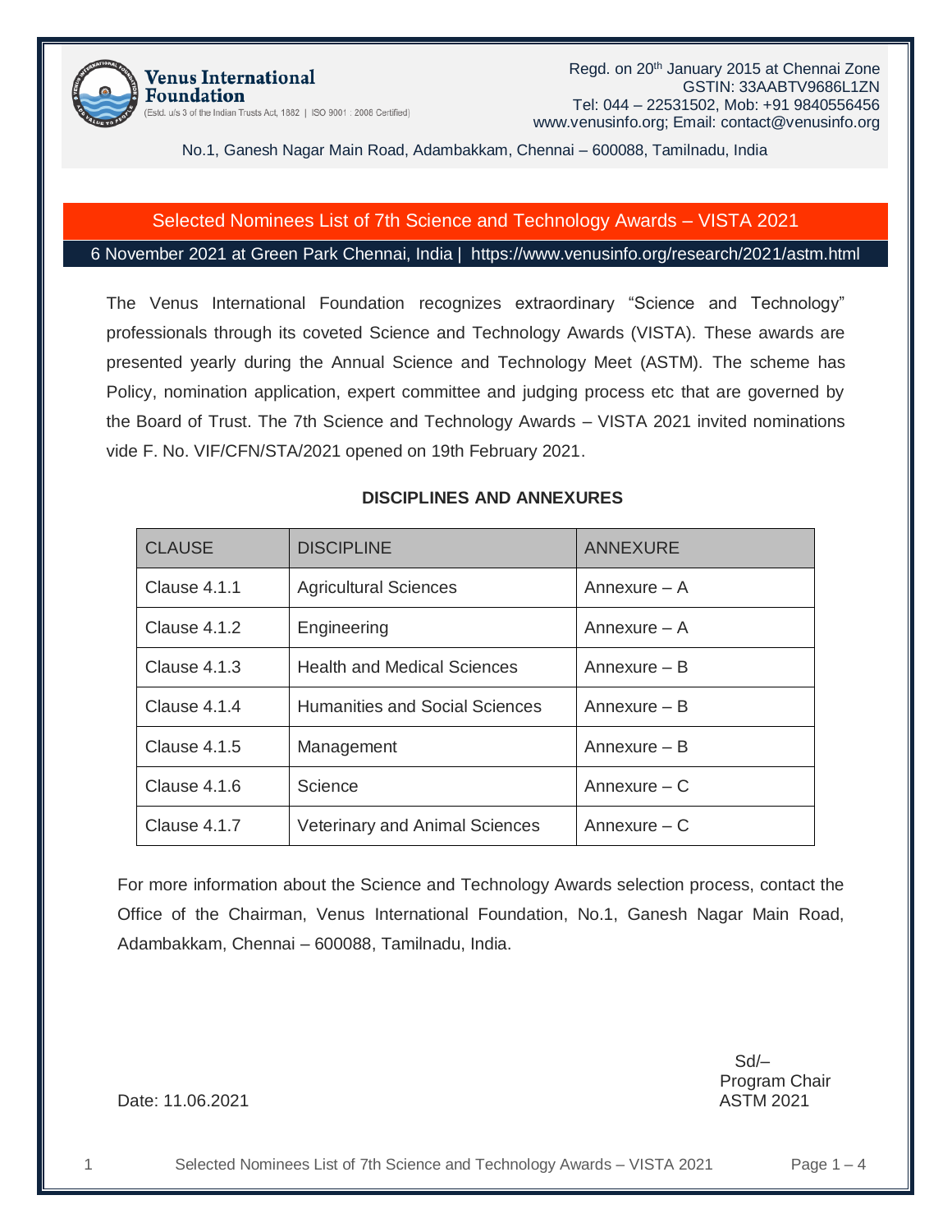**Venus International Foundation**
(Estd. u/s 3 of the Indian Trusts Act, 1882 | ISO 9001 : 2008 Certified)

Regd. on 20th January 2015 at Chennai Zone
GSTIN: 33AABTV9686L1ZN
Tel: 044 – 22531502, Mob: +91 9840556456
www.venusinfo.org; Email: contact@venusinfo.org

No.1, Ganesh Nagar Main Road, Adambakkam, Chennai – 600088, Tamilnadu, India

# Selected Nominees List of 7th Science and Technology Awards – VISTA 2021

6 November 2021 at Green Park Chennai, India | https://www.venusinfo.org/research/2021/astm.html

The Venus International Foundation recognizes extraordinary "Science and Technology" professionals through its coveted Science and Technology Awards (VISTA). These awards are presented yearly during the Annual Science and Technology Meet (ASTM). The scheme has Policy, nomination application, expert committee and judging process etc that are governed by the Board of Trust. The 7th Science and Technology Awards – VISTA 2021 invited nominations vide F. No. VIF/CFN/STA/2021 opened on 19th February 2021.

## DISCIPLINES AND ANNEXURES

| CLAUSE | DISCIPLINE | ANNEXURE |
| --- | --- | --- |
| Clause 4.1.1 | Agricultural Sciences | Annexure – A |
| Clause 4.1.2 | Engineering | Annexure – A |
| Clause 4.1.3 | Health and Medical Sciences | Annexure – B |
| Clause 4.1.4 | Humanities and Social Sciences | Annexure – B |
| Clause 4.1.5 | Management | Annexure – B |
| Clause 4.1.6 | Science | Annexure – C |
| Clause 4.1.7 | Veterinary and Animal Sciences | Annexure – C |

For more information about the Science and Technology Awards selection process, contact the Office of the Chairman, Venus International Foundation, No.1, Ganesh Nagar Main Road, Adambakkam, Chennai – 600088, Tamilnadu, India.

Sd/–
Program Chair
ASTM 2021

Date: 11.06.2021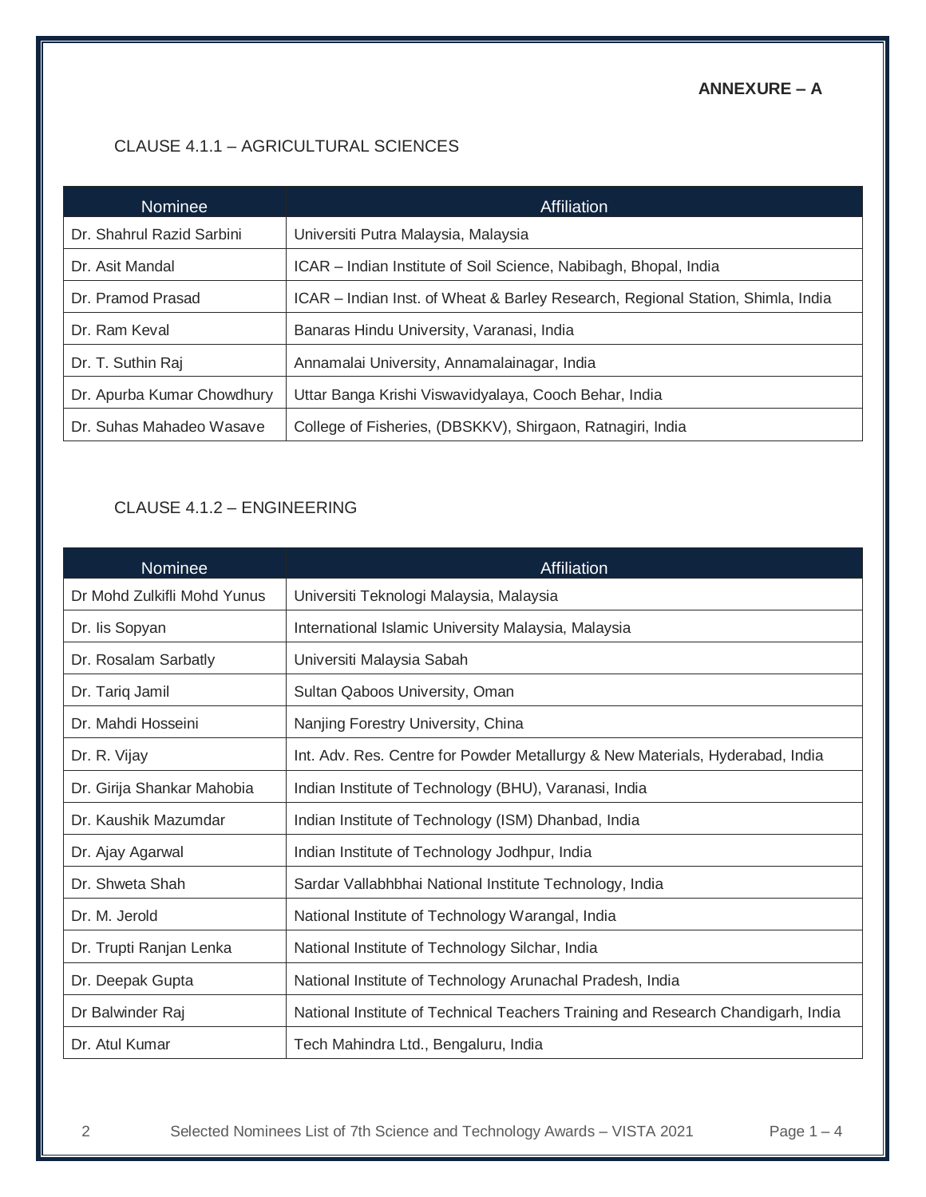**ANNEXURE – A**

CLAUSE 4.1.1 – AGRICULTURAL SCIENCES

| Nominee | Affiliation |
|---|---|
| Dr. Shahrul Razid Sarbini | Universiti Putra Malaysia, Malaysia |
| Dr. Asit Mandal | ICAR – Indian Institute of Soil Science, Nabibagh, Bhopal, India |
| Dr. Pramod Prasad | ICAR – Indian Inst. of Wheat & Barley Research, Regional Station, Shimla, India |
| Dr. Ram Keval | Banaras Hindu University, Varanasi, India |
| Dr. T. Suthin Raj | Annamalai University, Annamalainagar, India |
| Dr. Apurba Kumar Chowdhury | Uttar Banga Krishi Viswavidyalaya, Cooch Behar, India |
| Dr. Suhas Mahadeo Wasave | College of Fisheries, (DBSKKV), Shirgaon, Ratnagiri, India |

CLAUSE 4.1.2 – ENGINEERING

| Nominee | Affiliation |
|---|---|
| Dr Mohd Zulkifli Mohd Yunus | Universiti Teknologi Malaysia, Malaysia |
| Dr. Iis Sopyan | International Islamic University Malaysia, Malaysia |
| Dr. Rosalam Sarbatly | Universiti Malaysia Sabah |
| Dr. Tariq Jamil | Sultan Qaboos University, Oman |
| Dr. Mahdi Hosseini | Nanjing Forestry University, China |
| Dr. R. Vijay | Int. Adv. Res. Centre for Powder Metallurgy & New Materials, Hyderabad, India |
| Dr. Girija Shankar Mahobia | Indian Institute of Technology (BHU), Varanasi, India |
| Dr. Kaushik Mazumdar | Indian Institute of Technology (ISM) Dhanbad, India |
| Dr. Ajay Agarwal | Indian Institute of Technology Jodhpur, India |
| Dr. Shweta Shah | Sardar Vallabhbhai National Institute Technology, India |
| Dr. M. Jerold | National Institute of Technology Warangal, India |
| Dr. Trupti Ranjan Lenka | National Institute of Technology Silchar, India |
| Dr. Deepak Gupta | National Institute of Technology Arunachal Pradesh, India |
| Dr Balwinder Raj | National Institute of Technical Teachers Training and Research Chandigarh, India |
| Dr. Atul Kumar | Tech Mahindra Ltd., Bengaluru, India |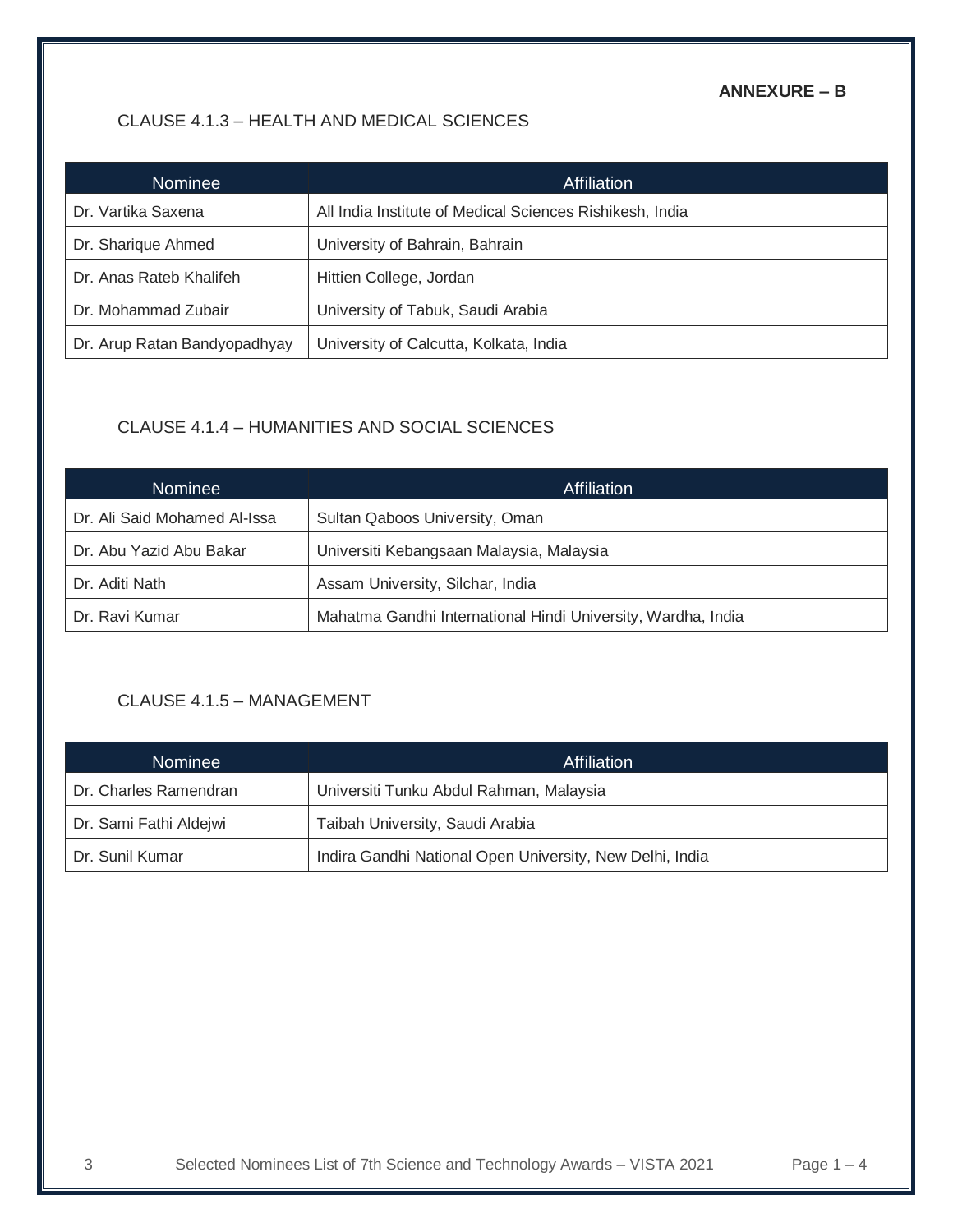**ANNEXURE – B**

## CLAUSE 4.1.3 – HEALTH AND MEDICAL SCIENCES

| Nominee | Affiliation |
| --- | --- |
| Dr. Vartika Saxena | All India Institute of Medical Sciences Rishikesh, India |
| Dr. Sharique Ahmed | University of Bahrain, Bahrain |
| Dr. Anas Rateb Khalifeh | Hittien College, Jordan |
| Dr. Mohammad Zubair | University of Tabuk, Saudi Arabia |
| Dr. Arup Ratan Bandyopadhyay | University of Calcutta, Kolkata, India |

## CLAUSE 4.1.4 – HUMANITIES AND SOCIAL SCIENCES

| Nominee | Affiliation |
| --- | --- |
| Dr. Ali Said Mohamed Al-Issa | Sultan Qaboos University, Oman |
| Dr. Abu Yazid Abu Bakar | Universiti Kebangsaan Malaysia, Malaysia |
| Dr. Aditi Nath | Assam University, Silchar, India |
| Dr. Ravi Kumar | Mahatma Gandhi International Hindi University, Wardha, India |

## CLAUSE 4.1.5 – MANAGEMENT

| Nominee | Affiliation |
| --- | --- |
| Dr. Charles Ramendran | Universiti Tunku Abdul Rahman, Malaysia |
| Dr. Sami Fathi Aldejwi | Taibah University, Saudi Arabia |
| Dr. Sunil Kumar | Indira Gandhi National Open University, New Delhi, India |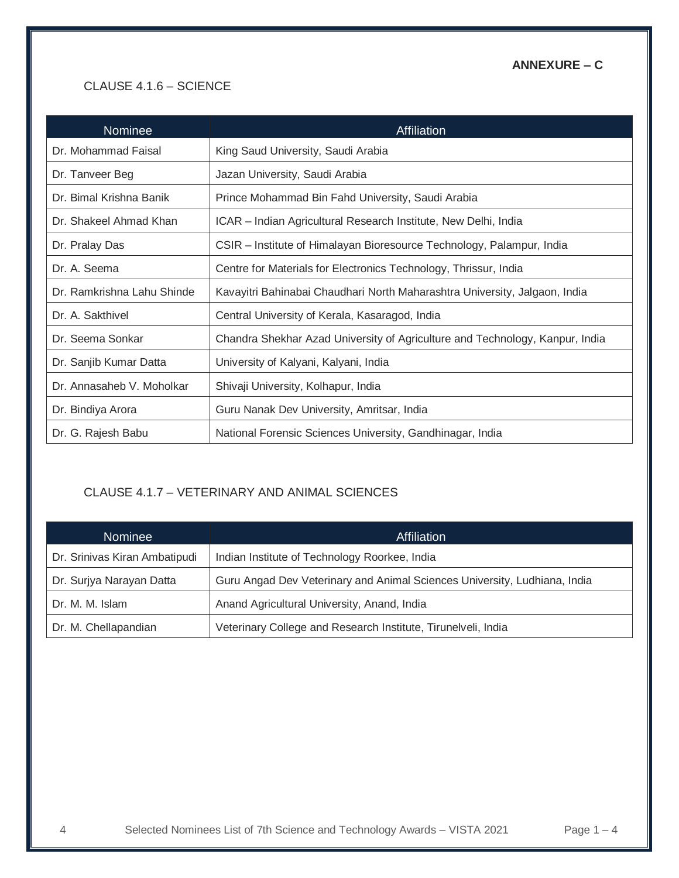**ANNEXURE – C**

## CLAUSE 4.1.6 – SCIENCE

| Nominee | Affiliation |
|---|---|
| Dr. Mohammad Faisal | King Saud University, Saudi Arabia |
| Dr. Tanveer Beg | Jazan University, Saudi Arabia |
| Dr. Bimal Krishna Banik | Prince Mohammad Bin Fahd University, Saudi Arabia |
| Dr. Shakeel Ahmad Khan | ICAR – Indian Agricultural Research Institute, New Delhi, India |
| Dr. Pralay Das | CSIR – Institute of Himalayan Bioresource Technology, Palampur, India |
| Dr. A. Seema | Centre for Materials for Electronics Technology, Thrissur, India |
| Dr. Ramkrishna Lahu Shinde | Kavayitri Bahinabai Chaudhari North Maharashtra University, Jalgaon, India |
| Dr. A. Sakthivel | Central University of Kerala, Kasaragod, India |
| Dr. Seema Sonkar | Chandra Shekhar Azad University of Agriculture and Technology, Kanpur, India |
| Dr. Sanjib Kumar Datta | University of Kalyani, Kalyani, India |
| Dr. Annasaheb V. Moholkar | Shivaji University, Kolhapur, India |
| Dr. Bindiya Arora | Guru Nanak Dev University, Amritsar, India |
| Dr. G. Rajesh Babu | National Forensic Sciences University, Gandhinagar, India |

## CLAUSE 4.1.7 – VETERINARY AND ANIMAL SCIENCES

| Nominee | Affiliation |
|---|---|
| Dr. Srinivas Kiran Ambatipudi | Indian Institute of Technology Roorkee, India |
| Dr. Surjya Narayan Datta | Guru Angad Dev Veterinary and Animal Sciences University, Ludhiana, India |
| Dr. M. M. Islam | Anand Agricultural University, Anand, India |
| Dr. M. Chellapandian | Veterinary College and Research Institute, Tirunelveli, India |